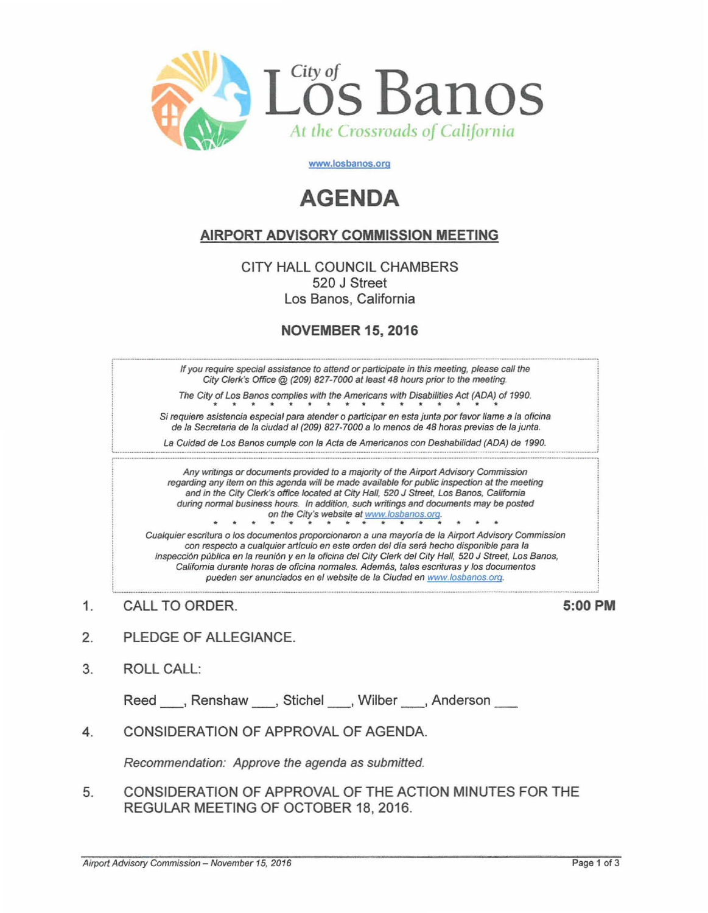City of
# Los Banos
*At the Crossroads of California*

www.losbanos.org

# AGENDA

## AIRPORT ADVISORY COMMISSION MEETING

CITY HALL COUNCIL CHAMBERS
520 J Street
Los Banos, California

**NOVEMBER 15, 2016**

*If you require special assistance to attend or participate in this meeting, please call the City Clerk's Office @ (209) 827-7000 at least 48 hours prior to the meeting.*

*The City of Los Banos complies with the Americans with Disabilities Act (ADA) of 1990.*

\* \* \* \* \* \* \* \* \* \* \* \* \* \* \* \*

*Si requiere asistencia especial para atender o participar en esta junta por favor llame a la oficina de la Secretaria de la ciudad al (209) 827-7000 a lo menos de 48 horas previas de la junta.*

*La Cuidad de Los Banos cumple con la Acta de Americanos con Deshabilidad (ADA) de 1990.*

*Any writings or documents provided to a majority of the Airport Advisory Commission regarding any item on this agenda will be made available for public inspection at the meeting and in the City Clerk's office located at City Hall, 520 J Street, Los Banos, California during normal business hours. In addition, such writings and documents may be posted on the City's website at www.losbanos.org.*

\* \* \* \* \* \* \* \* \* \* \* \* \* \* \* \*

*Cualquier escritura o los documentos proporcionaron a una mayoría de la Airport Advisory Commission con respecto a cualquier artículo en este orden del día será hecho disponible para la inspección pública en la reunión y en la oficina del City Clerk del City Hall, 520 J Street, Los Banos, California durante horas de oficina normales. Además, tales escrituras y los documentos pueden ser anunciados en el website de la Ciudad en www.losbanos.org.*

1. CALL TO ORDER. **5:00 PM**

2. PLEDGE OF ALLEGIANCE.

3. ROLL CALL:

   Reed \_\_\_, Renshaw \_\_\_, Stichel \_\_\_, Wilber \_\_\_, Anderson \_\_\_

4. CONSIDERATION OF APPROVAL OF AGENDA.

   *Recommendation: Approve the agenda as submitted.*

5. CONSIDERATION OF APPROVAL OF THE ACTION MINUTES FOR THE REGULAR MEETING OF OCTOBER 18, 2016.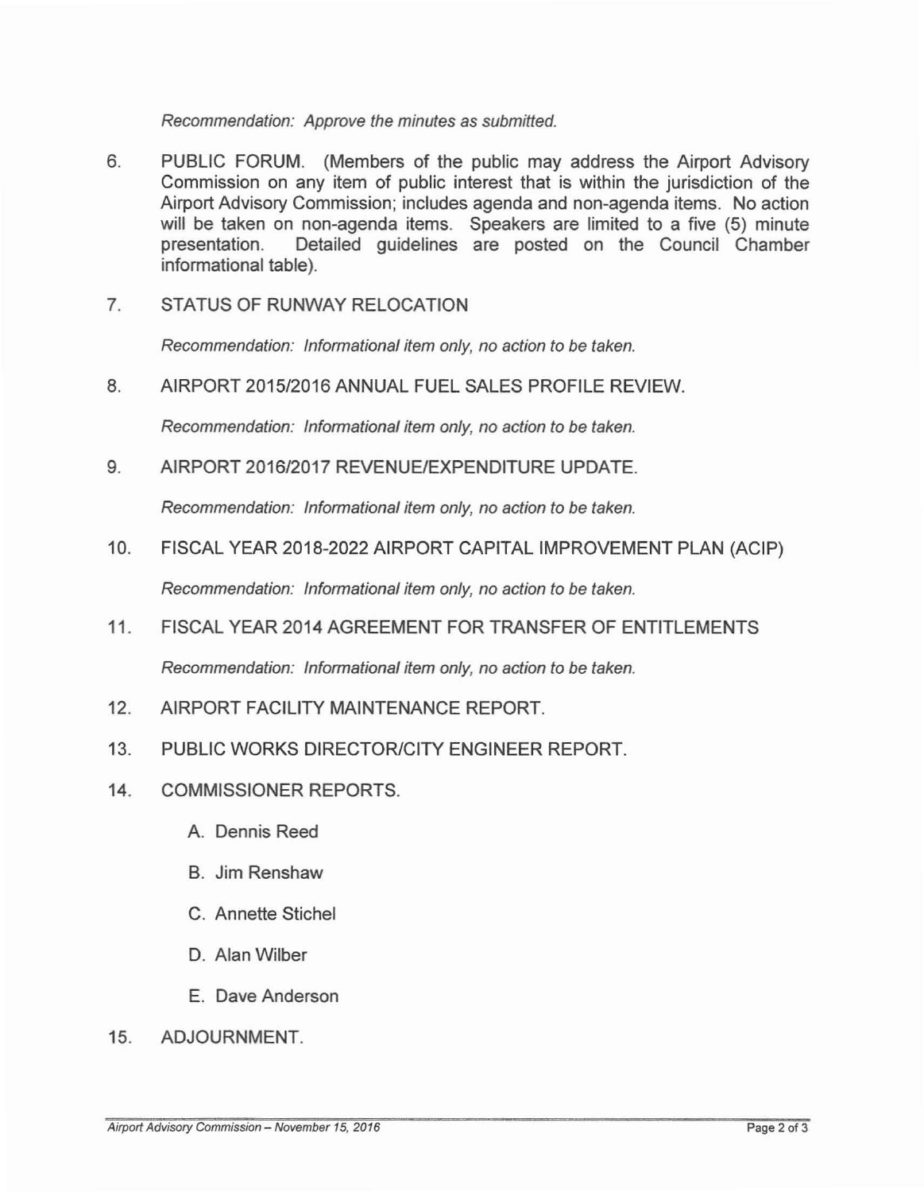*Recommendation: Approve the minutes as submitted.*

6. PUBLIC FORUM. (Members of the public may address the Airport Advisory Commission on any item of public interest that is within the jurisdiction of the Airport Advisory Commission; includes agenda and non-agenda items. No action will be taken on non-agenda items. Speakers are limited to a five (5) minute presentation. Detailed guidelines are posted on the Council Chamber informational table).

7. STATUS OF RUNWAY RELOCATION

   *Recommendation: Informational item only, no action to be taken.*

8. AIRPORT 2015/2016 ANNUAL FUEL SALES PROFILE REVIEW.

   *Recommendation: Informational item only, no action to be taken.*

9. AIRPORT 2016/2017 REVENUE/EXPENDITURE UPDATE.

   *Recommendation: Informational item only, no action to be taken.*

10. FISCAL YEAR 2018-2022 AIRPORT CAPITAL IMPROVEMENT PLAN (ACIP)

    *Recommendation: Informational item only, no action to be taken.*

11. FISCAL YEAR 2014 AGREEMENT FOR TRANSFER OF ENTITLEMENTS

    *Recommendation: Informational item only, no action to be taken.*

12. AIRPORT FACILITY MAINTENANCE REPORT.

13. PUBLIC WORKS DIRECTOR/CITY ENGINEER REPORT.

14. COMMISSIONER REPORTS.

    A. Dennis Reed

    B. Jim Renshaw

    C. Annette Stichel

    D. Alan Wilber

    E. Dave Anderson

15. ADJOURNMENT.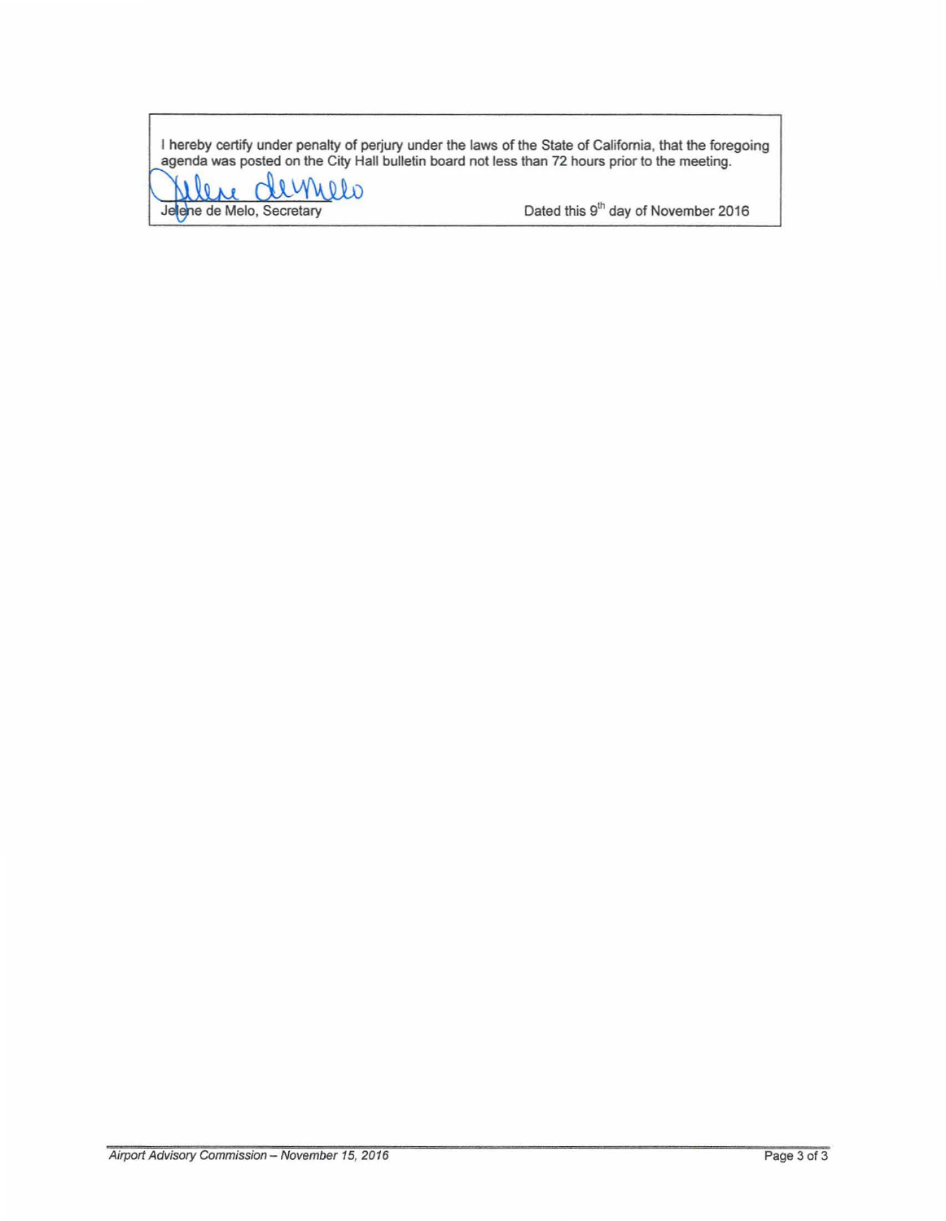I hereby certify under penalty of perjury under the laws of the State of California, that the foregoing agenda was posted on the City Hall bulletin board not less than 72 hours prior to the meeting.

Jelene de Melo, Secretary

Dated this 9th day of November 2016